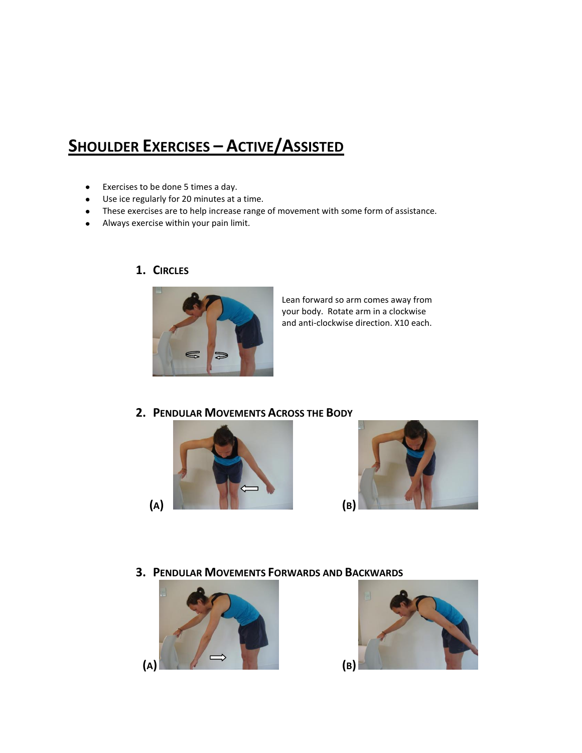# Shoulder Exercises – Active/Assisted

- Exercises to be done 5 times a day.
- Use ice regularly for 20 minutes at a time.
- These exercises are to help increase range of movement with some form of assistance.
- Always exercise within your pain limit.

## 1. Circles

Lean forward so arm comes away from your body. Rotate arm in a clockwise and anti-clockwise direction. X10 each.

## 2. Pendular Movements Across the Body

(A)

(B)

## 3. Pendular Movements Forwards and Backwards

(A)

(B)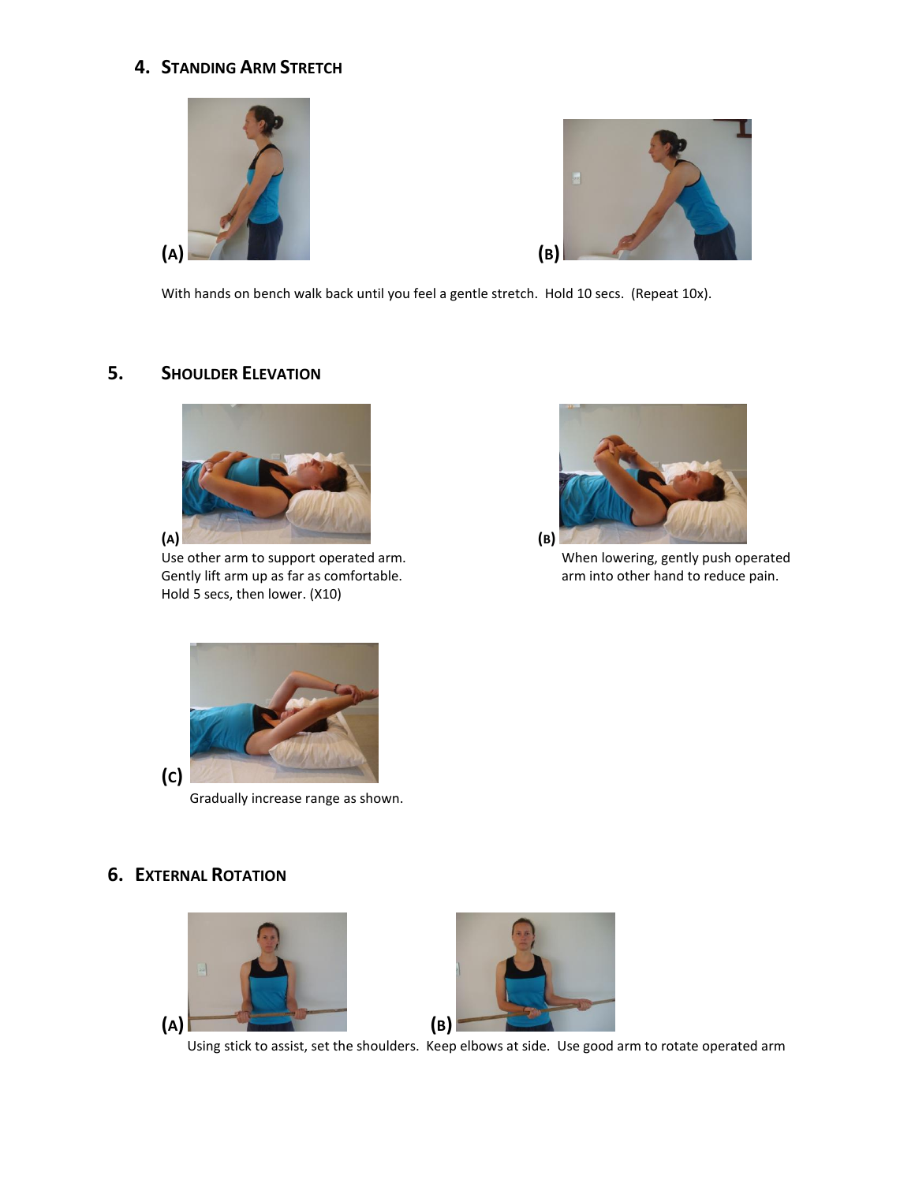## 4. Standing Arm Stretch

(A)

(B)

With hands on bench walk back until you feel a gentle stretch. Hold 10 secs. (Repeat 10x).

## 5. Shoulder Elevation

(A)
Use other arm to support operated arm.
Gently lift arm up as far as comfortable.
Hold 5 secs, then lower. (X10)

(B)
When lowering, gently push operated arm into other hand to reduce pain.

(C)
Gradually increase range as shown.

## 6. External Rotation

(A)

(B)

Using stick to assist, set the shoulders. Keep elbows at side. Use good arm to rotate operated arm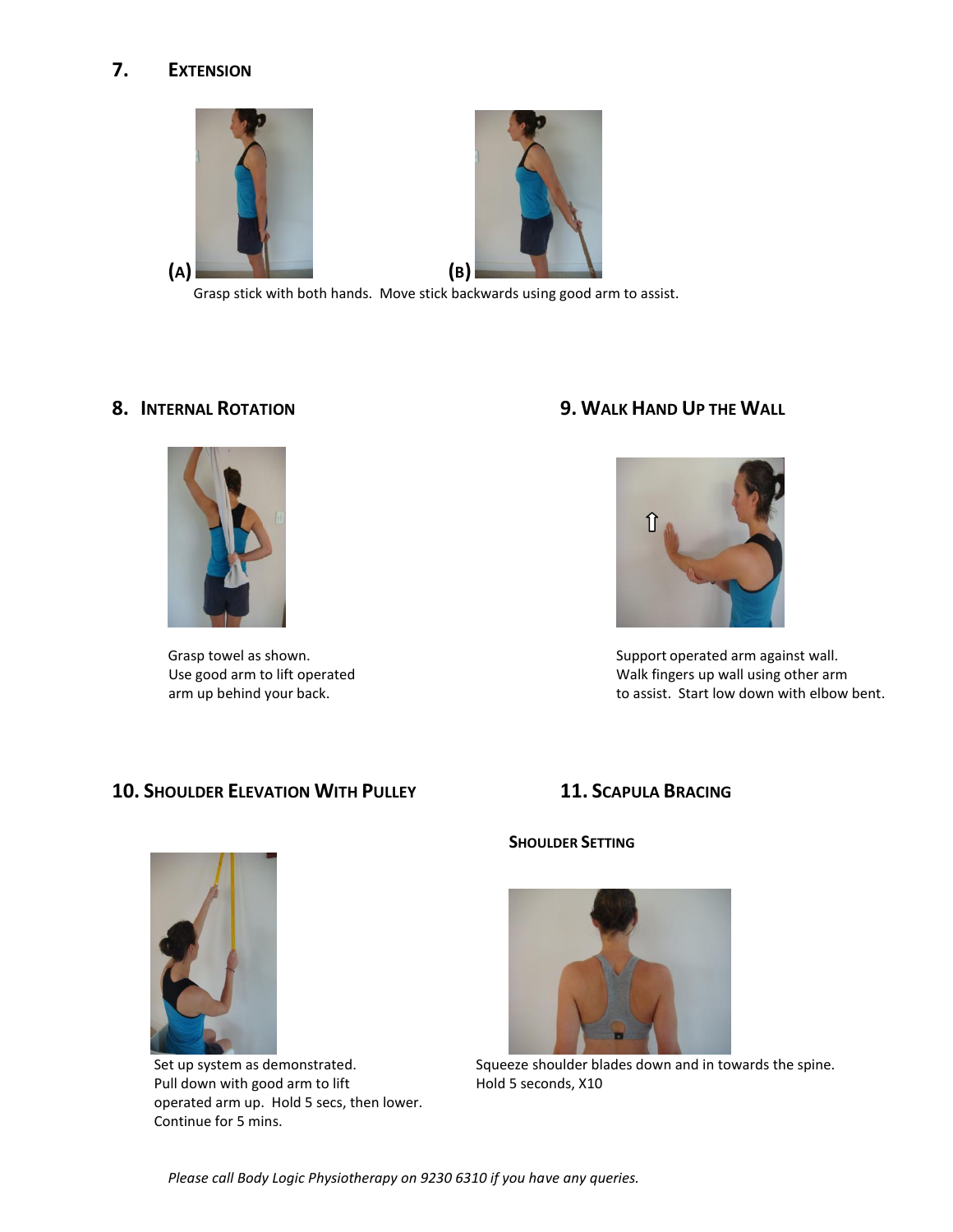## 7. Extension

(A) (B)

Grasp stick with both hands. Move stick backwards using good arm to assist.

## 8. Internal Rotation

Grasp towel as shown.
Use good arm to lift operated arm up behind your back.

## 9. Walk Hand Up the Wall

⇧

Support operated arm against wall.
Walk fingers up wall using other arm to assist. Start low down with elbow bent.

## 10. Shoulder Elevation With Pulley

Set up system as demonstrated.
Pull down with good arm to lift operated arm up. Hold 5 secs, then lower.
Continue for 5 mins.

## 11. Scapula Bracing

### Shoulder Setting

Squeeze shoulder blades down and in towards the spine.
Hold 5 seconds, X10

*Please call Body Logic Physiotherapy on 9230 6310 if you have any queries.*